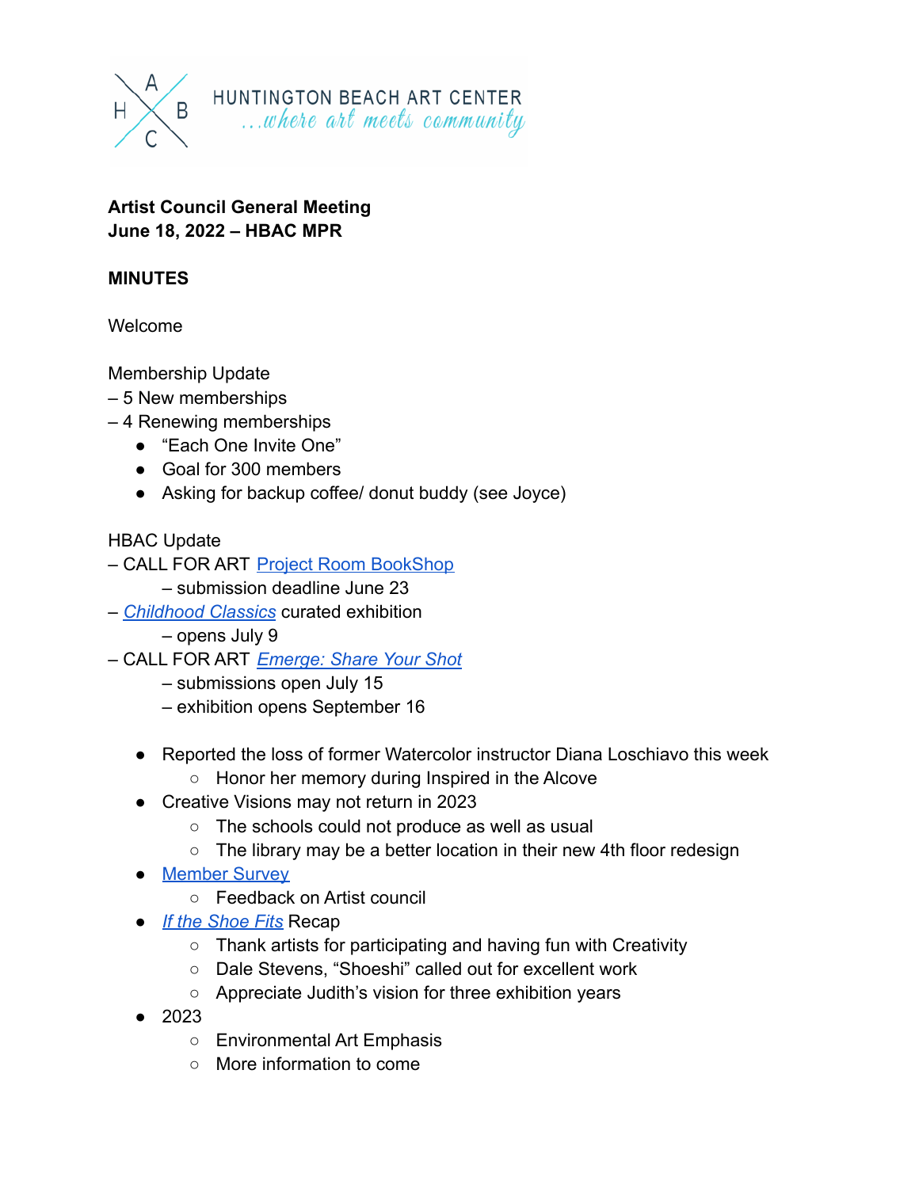HUNTINGTON BEACH ART CENTER
...where art meets community

**Artist Council General Meeting**
**June 18, 2022 – HBAC MPR**

**MINUTES**

Welcome

Membership Update
– 5 New memberships
– 4 Renewing memberships

- "Each One Invite One"
- Goal for 300 members
- Asking for backup coffee/ donut buddy (see Joyce)

HBAC Update
– CALL FOR ART Project Room BookShop
 – submission deadline June 23
– *Childhood Classics* curated exhibition
 – opens July 9
– CALL FOR ART *Emerge: Share Your Shot*
 – submissions open July 15
 – exhibition opens September 16

- Reported the loss of former Watercolor instructor Diana Loschiavo this week
  - Honor her memory during Inspired in the Alcove
- Creative Visions may not return in 2023
  - The schools could not produce as well as usual
  - The library may be a better location in their new 4th floor redesign
- Member Survey
  - Feedback on Artist council
- *If the Shoe Fits* Recap
  - Thank artists for participating and having fun with Creativity
  - Dale Stevens, "Shoeshi" called out for excellent work
  - Appreciate Judith's vision for three exhibition years
- 2023
  - Environmental Art Emphasis
  - More information to come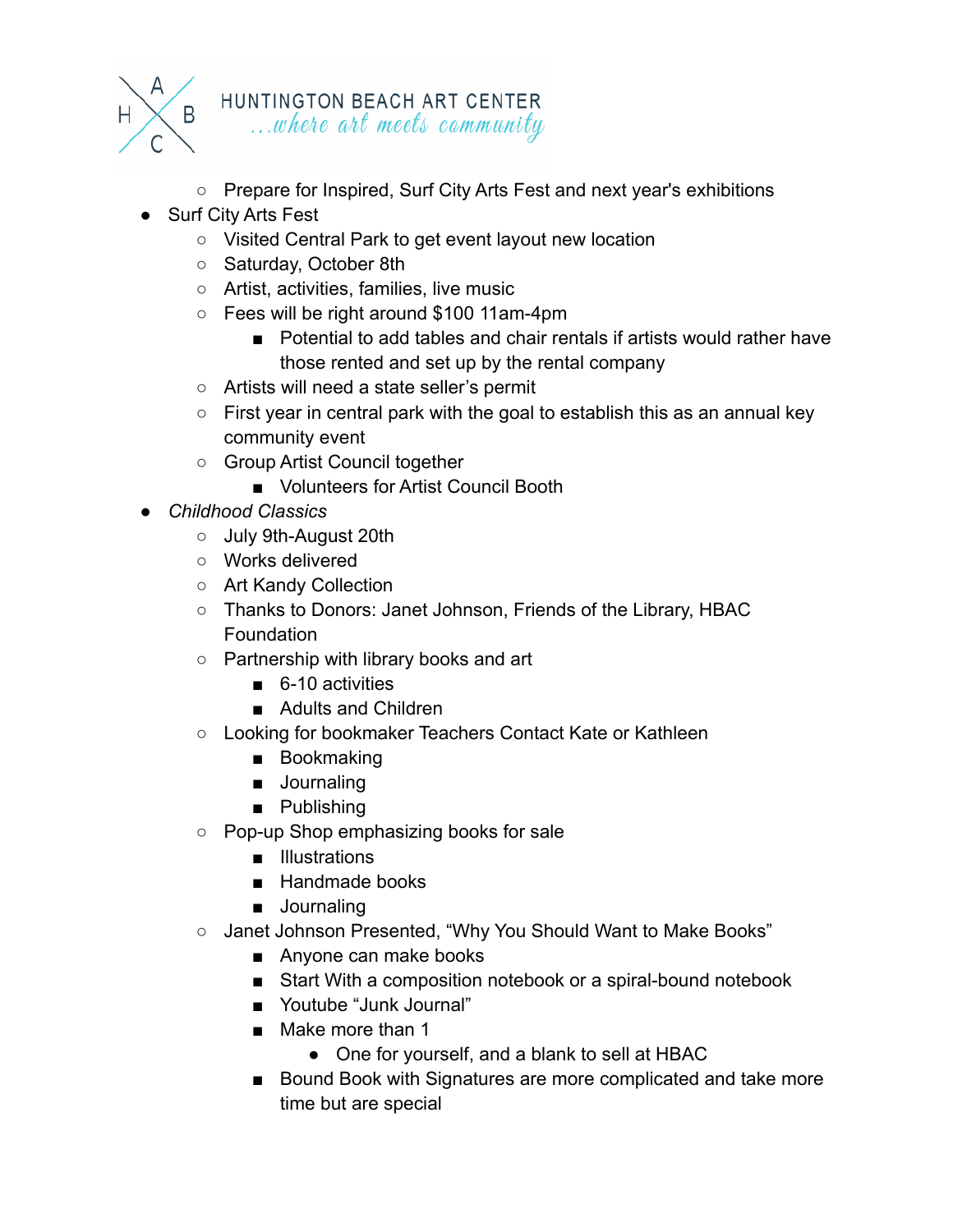- Prepare for Inspired, Surf City Arts Fest and next year's exhibitions
- Surf City Arts Fest
    - Visited Central Park to get event layout new location
    - Saturday, October 8th
    - Artist, activities, families, live music
    - Fees will be right around $100 11am-4pm
        - Potential to add tables and chair rentals if artists would rather have those rented and set up by the rental company
    - Artists will need a state seller's permit
    - First year in central park with the goal to establish this as an annual key community event
    - Group Artist Council together
        - Volunteers for Artist Council Booth
- *Childhood Classics*
    - July 9th-August 20th
    - Works delivered
    - Art Kandy Collection
    - Thanks to Donors: Janet Johnson, Friends of the Library, HBAC Foundation
    - Partnership with library books and art
        - 6-10 activities
        - Adults and Children
    - Looking for bookmaker Teachers Contact Kate or Kathleen
        - Bookmaking
        - Journaling
        - Publishing
    - Pop-up Shop emphasizing books for sale
        - Illustrations
        - Handmade books
        - Journaling
    - Janet Johnson Presented, "Why You Should Want to Make Books"
        - Anyone can make books
        - Start With a composition notebook or a spiral-bound notebook
        - Youtube "Junk Journal"
        - Make more than 1
            - One for yourself, and a blank to sell at HBAC
        - Bound Book with Signatures are more complicated and take more time but are special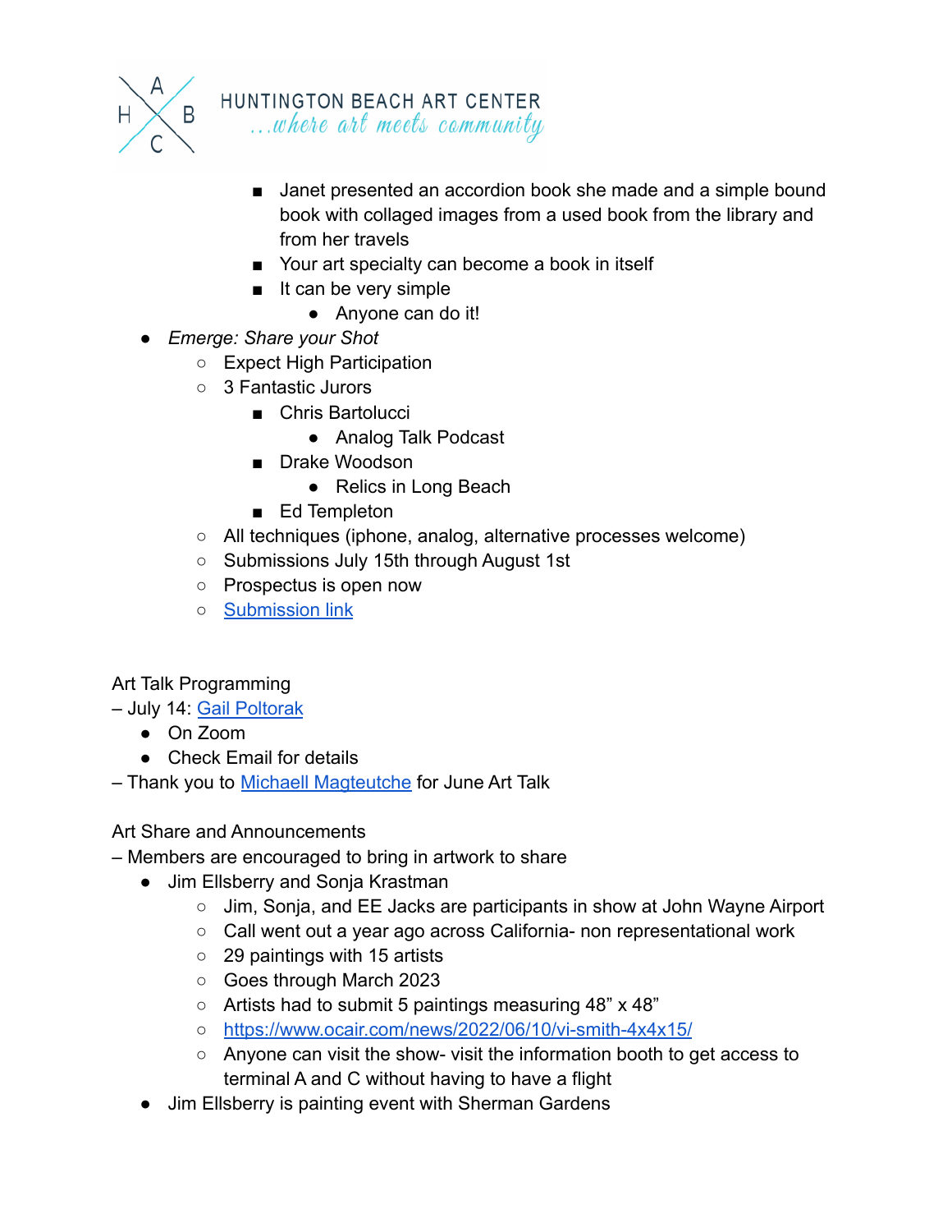- Janet presented an accordion book she made and a simple bound book with collaged images from a used book from the library and from her travels
        - Your art specialty can become a book in itself
        - It can be very simple
            - Anyone can do it!
- *Emerge: Share your Shot*
    - Expect High Participation
    - 3 Fantastic Jurors
        - Chris Bartolucci
            - Analog Talk Podcast
        - Drake Woodson
            - Relics in Long Beach
        - Ed Templeton
    - All techniques (iphone, analog, alternative processes welcome)
    - Submissions July 15th through August 1st
    - Prospectus is open now
    - [Submission link]()

Art Talk Programming

– July 14: [Gail Poltorak]()

- On Zoom
- Check Email for details

– Thank you to [Michaell Magteutche]() for June Art Talk

Art Share and Announcements

– Members are encouraged to bring in artwork to share

- Jim Ellsberry and Sonja Krastman
    - Jim, Sonja, and EE Jacks are participants in show at John Wayne Airport
    - Call went out a year ago across California- non representational work
    - 29 paintings with 15 artists
    - Goes through March 2023
    - Artists had to submit 5 paintings measuring 48” x 48”
    - [https://www.ocair.com/news/2022/06/10/vi-smith-4x4x15/](https://www.ocair.com/news/2022/06/10/vi-smith-4x4x15/)
    - Anyone can visit the show- visit the information booth to get access to terminal A and C without having to have a flight
- Jim Ellsberry is painting event with Sherman Gardens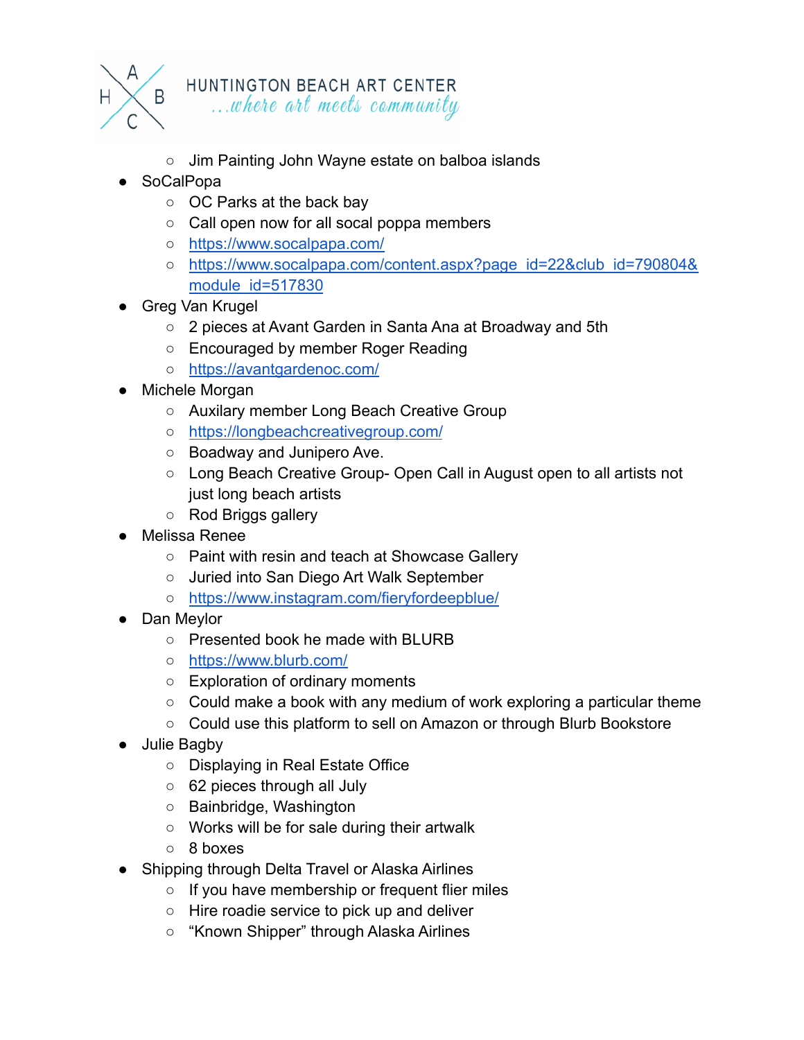- Jim Painting John Wayne estate on balboa islands
- SoCalPopa
    - OC Parks at the back bay
    - Call open now for all socal poppa members
    - [https://www.socalpapa.com/](https://www.socalpapa.com/)
    - [https://www.socalpapa.com/content.aspx?page_id=22&club_id=790804&module_id=517830](https://www.socalpapa.com/content.aspx?page_id=22&club_id=790804&module_id=517830)
- Greg Van Krugel
    - 2 pieces at Avant Garden in Santa Ana at Broadway and 5th
    - Encouraged by member Roger Reading
    - [https://avantgardenoc.com/](https://avantgardenoc.com/)
- Michele Morgan
    - Auxilary member Long Beach Creative Group
    - [https://longbeachcreativegroup.com/](https://longbeachcreativegroup.com/)
    - Boadway and Junipero Ave.
    - Long Beach Creative Group- Open Call in August open to all artists not just long beach artists
    - Rod Briggs gallery
- Melissa Renee
    - Paint with resin and teach at Showcase Gallery
    - Juried into San Diego Art Walk September
    - [https://www.instagram.com/fieryfordeepblue/](https://www.instagram.com/fieryfordeepblue/)
- Dan Meylor
    - Presented book he made with BLURB
    - [https://www.blurb.com/](https://www.blurb.com/)
    - Exploration of ordinary moments
    - Could make a book with any medium of work exploring a particular theme
    - Could use this platform to sell on Amazon or through Blurb Bookstore
- Julie Bagby
    - Displaying in Real Estate Office
    - 62 pieces through all July
    - Bainbridge, Washington
    - Works will be for sale during their artwalk
    - 8 boxes
- Shipping through Delta Travel or Alaska Airlines
    - If you have membership or frequent flier miles
    - Hire roadie service to pick up and deliver
    - "Known Shipper" through Alaska Airlines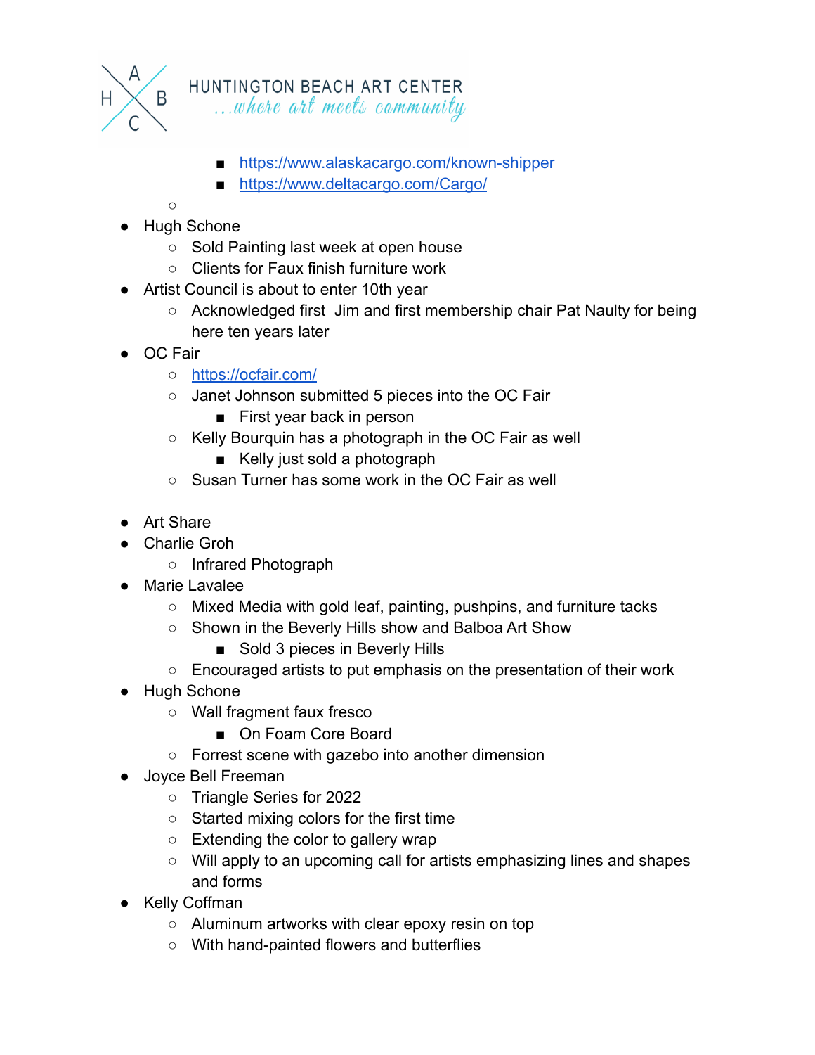- https://www.alaskacargo.com/known-shipper
- https://www.deltacargo.com/Cargo/

- Hugh Schone
  - Sold Painting last week at open house
  - Clients for Faux finish furniture work
- Artist Council is about to enter 10th year
  - Acknowledged first  Jim and first membership chair Pat Naulty for being here ten years later
- OC Fair
  - https://ocfair.com/
  - Janet Johnson submitted 5 pieces into the OC Fair
    - First year back in person
  - Kelly Bourquin has a photograph in the OC Fair as well
    - Kelly just sold a photograph
  - Susan Turner has some work in the OC Fair as well

- Art Share
- Charlie Groh
  - Infrared Photograph
- Marie Lavalee
  - Mixed Media with gold leaf, painting, pushpins, and furniture tacks
  - Shown in the Beverly Hills show and Balboa Art Show
    - Sold 3 pieces in Beverly Hills
  - Encouraged artists to put emphasis on the presentation of their work
- Hugh Schone
  - Wall fragment faux fresco
    - On Foam Core Board
  - Forrest scene with gazebo into another dimension
- Joyce Bell Freeman
  - Triangle Series for 2022
  - Started mixing colors for the first time
  - Extending the color to gallery wrap
  - Will apply to an upcoming call for artists emphasizing lines and shapes and forms
- Kelly Coffman
  - Aluminum artworks with clear epoxy resin on top
  - With hand-painted flowers and butterflies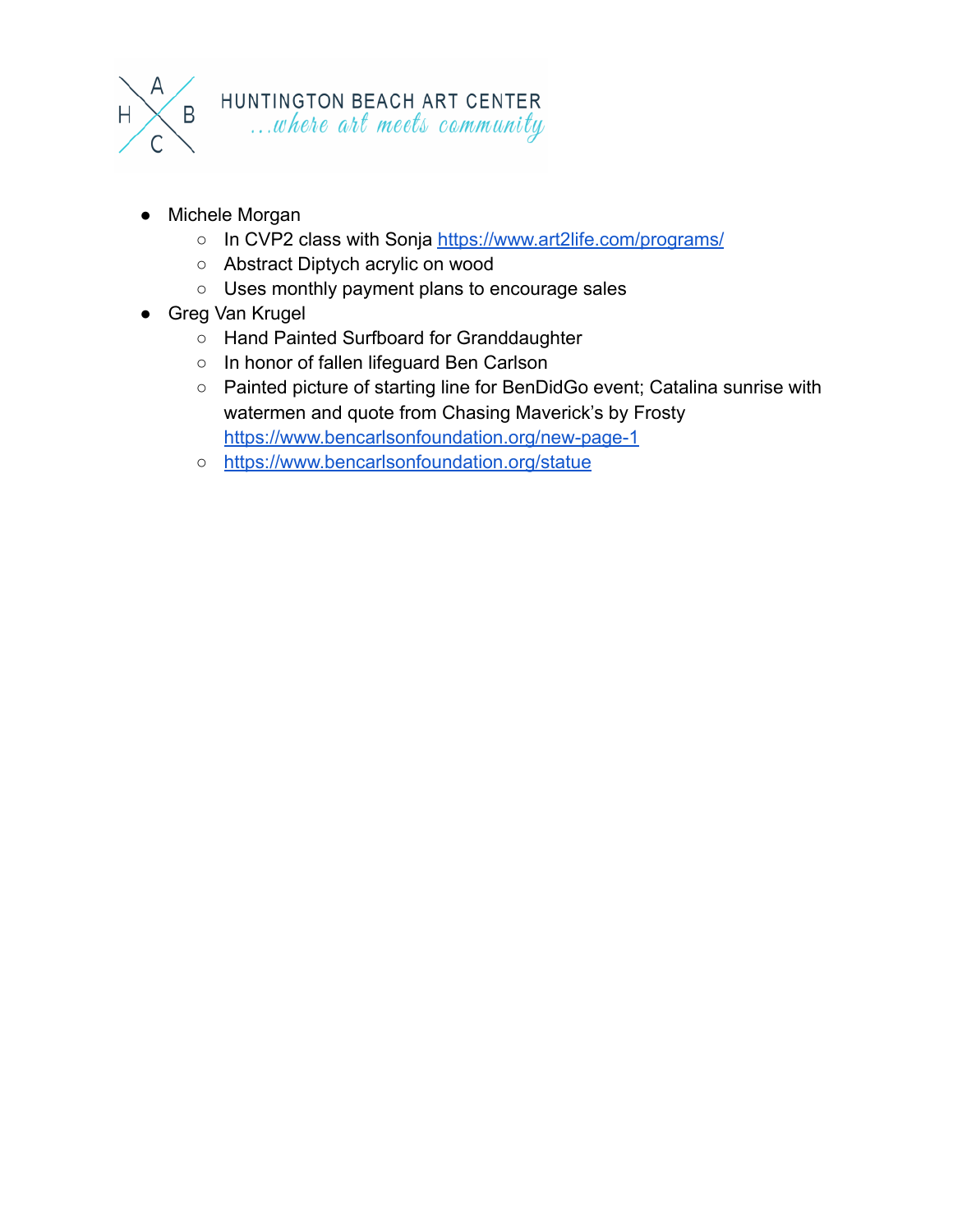- Michele Morgan
  - In CVP2 class with Sonja https://www.art2life.com/programs/
  - Abstract Diptych acrylic on wood
  - Uses monthly payment plans to encourage sales
- Greg Van Krugel
  - Hand Painted Surfboard for Granddaughter
  - In honor of fallen lifeguard Ben Carlson
  - Painted picture of starting line for BenDidGo event; Catalina sunrise with watermen and quote from Chasing Maverick's by Frosty https://www.bencarlsonfoundation.org/new-page-1
  - https://www.bencarlsonfoundation.org/statue